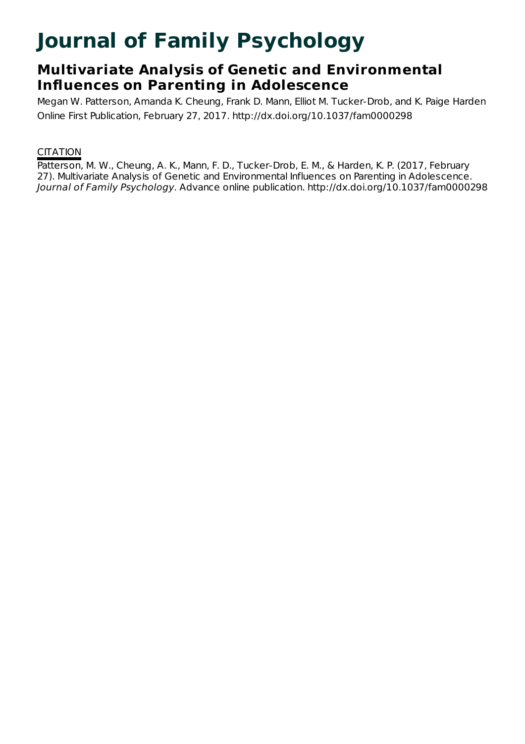# Journal of Family Psychology

## Multivariate Analysis of Genetic and Environmental Influences on Parenting in Adolescence

Megan W. Patterson, Amanda K. Cheung, Frank D. Mann, Elliot M. Tucker-Drob, and K. Paige Harden

Online First Publication, February 27, 2017. http://dx.doi.org/10.1037/fam0000298

CITATION

Patterson, M. W., Cheung, A. K., Mann, F. D., Tucker-Drob, E. M., & Harden, K. P. (2017, February 27). Multivariate Analysis of Genetic and Environmental Influences on Parenting in Adolescence. *Journal of Family Psychology*. Advance online publication. http://dx.doi.org/10.1037/fam0000298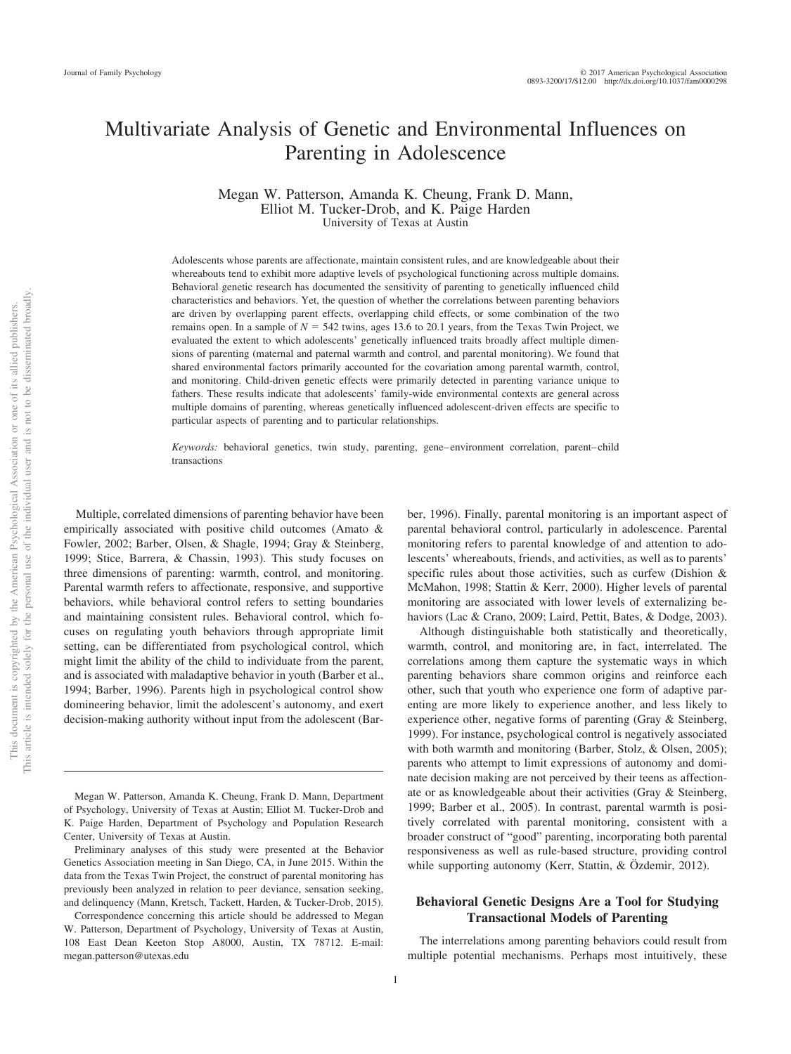# Multivariate Analysis of Genetic and Environmental Influences on Parenting in Adolescence

Megan W. Patterson, Amanda K. Cheung, Frank D. Mann, Elliot M. Tucker-Drob, and K. Paige Harden
University of Texas at Austin

Adolescents whose parents are affectionate, maintain consistent rules, and are knowledgeable about their whereabouts tend to exhibit more adaptive levels of psychological functioning across multiple domains. Behavioral genetic research has documented the sensitivity of parenting to genetically influenced child characteristics and behaviors. Yet, the question of whether the correlations between parenting behaviors are driven by overlapping parent effects, overlapping child effects, or some combination of the two remains open. In a sample of $N = 542$ twins, ages 13.6 to 20.1 years, from the Texas Twin Project, we evaluated the extent to which adolescents' genetically influenced traits broadly affect multiple dimensions of parenting (maternal and paternal warmth and control, and parental monitoring). We found that shared environmental factors primarily accounted for the covariation among parental warmth, control, and monitoring. Child-driven genetic effects were primarily detected in parenting variance unique to fathers. These results indicate that adolescents' family-wide environmental contexts are general across multiple domains of parenting, whereas genetically influenced adolescent-driven effects are specific to particular aspects of parenting and to particular relationships.

*Keywords:* behavioral genetics, twin study, parenting, gene–environment correlation, parent–child transactions

Multiple, correlated dimensions of parenting behavior have been empirically associated with positive child outcomes (Amato & Fowler, 2002; Barber, Olsen, & Shagle, 1994; Gray & Steinberg, 1999; Stice, Barrera, & Chassin, 1993). This study focuses on three dimensions of parenting: warmth, control, and monitoring. Parental warmth refers to affectionate, responsive, and supportive behaviors, while behavioral control refers to setting boundaries and maintaining consistent rules. Behavioral control, which focuses on regulating youth behaviors through appropriate limit setting, can be differentiated from psychological control, which might limit the ability of the child to individuate from the parent, and is associated with maladaptive behavior in youth (Barber et al., 1994; Barber, 1996). Parents high in psychological control show domineering behavior, limit the adolescent's autonomy, and exert decision-making authority without input from the adolescent (Barber, 1996). Finally, parental monitoring is an important aspect of parental behavioral control, particularly in adolescence. Parental monitoring refers to parental knowledge of and attention to adolescents' whereabouts, friends, and activities, as well as to parents' specific rules about those activities, such as curfew (Dishion & McMahon, 1998; Stattin & Kerr, 2000). Higher levels of parental monitoring are associated with lower levels of externalizing behaviors (Lac & Crano, 2009; Laird, Pettit, Bates, & Dodge, 2003).

Although distinguishable both statistically and theoretically, warmth, control, and monitoring are, in fact, interrelated. The correlations among them capture the systematic ways in which parenting behaviors share common origins and reinforce each other, such that youth who experience one form of adaptive parenting are more likely to experience another, and less likely to experience other, negative forms of parenting (Gray & Steinberg, 1999). For instance, psychological control is negatively associated with both warmth and monitoring (Barber, Stolz, & Olsen, 2005); parents who attempt to limit expressions of autonomy and dominate decision making are not perceived by their teens as affectionate or as knowledgeable about their activities (Gray & Steinberg, 1999; Barber et al., 2005). In contrast, parental warmth is positively correlated with parental monitoring, consistent with a broader construct of "good" parenting, incorporating both parental responsiveness as well as rule-based structure, providing control while supporting autonomy (Kerr, Stattin, & Özdemir, 2012).

## Behavioral Genetic Designs Are a Tool for Studying Transactional Models of Parenting

The interrelations among parenting behaviors could result from multiple potential mechanisms. Perhaps most intuitively, these

---

Megan W. Patterson, Amanda K. Cheung, Frank D. Mann, Department of Psychology, University of Texas at Austin; Elliot M. Tucker-Drob and K. Paige Harden, Department of Psychology and Population Research Center, University of Texas at Austin.

Preliminary analyses of this study were presented at the Behavior Genetics Association meeting in San Diego, CA, in June 2015. Within the data from the Texas Twin Project, the construct of parental monitoring has previously been analyzed in relation to peer deviance, sensation seeking, and delinquency (Mann, Kretsch, Tackett, Harden, & Tucker-Drob, 2015).

Correspondence concerning this article should be addressed to Megan W. Patterson, Department of Psychology, University of Texas at Austin, 108 East Dean Keeton Stop A8000, Austin, TX 78712. E-mail: megan.patterson@utexas.edu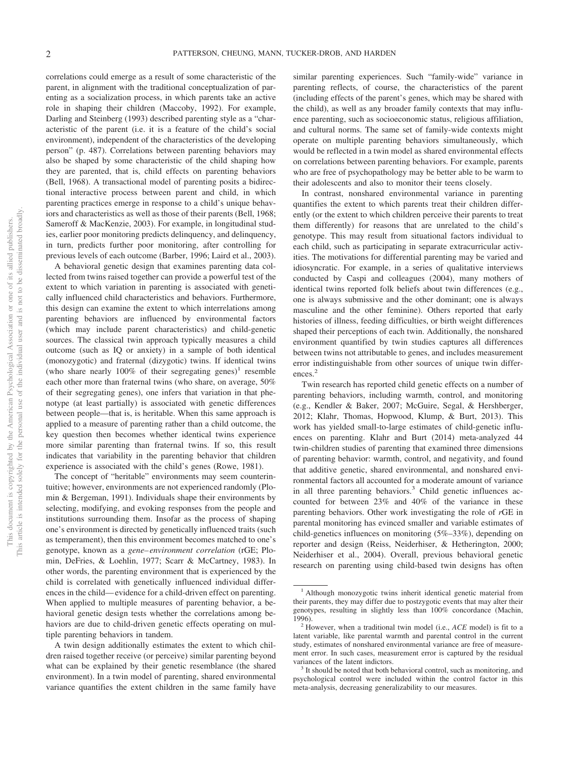correlations could emerge as a result of some characteristic of the parent, in alignment with the traditional conceptualization of parenting as a socialization process, in which parents take an active role in shaping their children (Maccoby, 1992). For example, Darling and Steinberg (1993) described parenting style as a "characteristic of the parent (i.e. it is a feature of the child's social environment), independent of the characteristics of the developing person" (p. 487). Correlations between parenting behaviors may also be shaped by some characteristic of the child shaping how they are parented, that is, child effects on parenting behaviors (Bell, 1968). A transactional model of parenting posits a bidirectional interactive process between parent and child, in which parenting practices emerge in response to a child's unique behaviors and characteristics as well as those of their parents (Bell, 1968; Sameroff & MacKenzie, 2003). For example, in longitudinal studies, earlier poor monitoring predicts delinquency, and delinquency, in turn, predicts further poor monitoring, after controlling for previous levels of each outcome (Barber, 1996; Laird et al., 2003).

A behavioral genetic design that examines parenting data collected from twins raised together can provide a powerful test of the extent to which variation in parenting is associated with genetically influenced child characteristics and behaviors. Furthermore, this design can examine the extent to which interrelations among parenting behaviors are influenced by environmental factors (which may include parent characteristics) and child-genetic sources. The classical twin approach typically measures a child outcome (such as IQ or anxiety) in a sample of both identical (monozygotic) and fraternal (dizygotic) twins. If identical twins (who share nearly 100% of their segregating genes)[1] resemble each other more than fraternal twins (who share, on average, 50% of their segregating genes), one infers that variation in that phenotype (at least partially) is associated with genetic differences between people—that is, is heritable. When this same approach is applied to a measure of parenting rather than a child outcome, the key question then becomes whether identical twins experience more similar parenting than fraternal twins. If so, this result indicates that variability in the parenting behavior that children experience is associated with the child's genes (Rowe, 1981).

The concept of "heritable" environments may seem counterintuitive; however, environments are not experienced randomly (Plomin & Bergeman, 1991). Individuals shape their environments by selecting, modifying, and evoking responses from the people and institutions surrounding them. Insofar as the process of shaping one's environment is directed by genetically influenced traits (such as temperament), then this environment becomes matched to one's genotype, known as a *gene–environment correlation* (rGE; Plomin, DeFries, & Loehlin, 1977; Scarr & McCartney, 1983). In other words, the parenting environment that is experienced by the child is correlated with genetically influenced individual differences in the child—evidence for a child-driven effect on parenting. When applied to multiple measures of parenting behavior, a behavioral genetic design tests whether the correlations among behaviors are due to child-driven genetic effects operating on multiple parenting behaviors in tandem.

A twin design additionally estimates the extent to which children raised together receive (or perceive) similar parenting beyond what can be explained by their genetic resemblance (the shared environment). In a twin model of parenting, shared environmental variance quantifies the extent children in the same family have similar parenting experiences. Such "family-wide" variance in parenting reflects, of course, the characteristics of the parent (including effects of the parent's genes, which may be shared with the child), as well as any broader family contexts that may influence parenting, such as socioeconomic status, religious affiliation, and cultural norms. The same set of family-wide contexts might operate on multiple parenting behaviors simultaneously, which would be reflected in a twin model as shared environmental effects on correlations between parenting behaviors. For example, parents who are free of psychopathology may be better able to be warm to their adolescents and also to monitor their teens closely.

In contrast, nonshared environmental variance in parenting quantifies the extent to which parents treat their children differently (or the extent to which children perceive their parents to treat them differently) for reasons that are unrelated to the child's genotype. This may result from situational factors individual to each child, such as participating in separate extracurricular activities. The motivations for differential parenting may be varied and idiosyncratic. For example, in a series of qualitative interviews conducted by Caspi and colleagues (2004), many mothers of identical twins reported folk beliefs about twin differences (e.g., one is always submissive and the other dominant; one is always masculine and the other feminine). Others reported that early histories of illness, feeding difficulties, or birth weight differences shaped their perceptions of each twin. Additionally, the nonshared environment quantified by twin studies captures all differences between twins not attributable to genes, and includes measurement error indistinguishable from other sources of unique twin differences.[2]

Twin research has reported child genetic effects on a number of parenting behaviors, including warmth, control, and monitoring (e.g., Kendler & Baker, 2007; McGuire, Segal, & Hershberger, 2012; Klahr, Thomas, Hopwood, Klump, & Burt, 2013). This work has yielded small-to-large estimates of child-genetic influences on parenting. Klahr and Burt (2014) meta-analyzed 44 twin-children studies of parenting that examined three dimensions of parenting behavior: warmth, control, and negativity, and found that additive genetic, shared environmental, and nonshared environmental factors all accounted for a moderate amount of variance in all three parenting behaviors.[3] Child genetic influences accounted for between 23% and 40% of the variance in these parenting behaviors. Other work investigating the role of *r*GE in parental monitoring has evinced smaller and variable estimates of child-genetics influences on monitoring (5%–33%), depending on reporter and design (Reiss, Neiderhiser, & Hetherington, 2000; Neiderhiser et al., 2004). Overall, previous behavioral genetic research on parenting using child-based twin designs has often

[1] Although monozygotic twins inherit identical genetic material from their parents, they may differ due to postzygotic events that may alter their genotypes, resulting in slightly less than 100% concordance (Machin, 1996).

[2] However, when a traditional twin model (i.e., *ACE* model) is fit to a latent variable, like parental warmth and parental control in the current study, estimates of nonshared environmental variance are free of measurement error. In such cases, measurement error is captured by the residual variances of the latent indictors.

[3] It should be noted that both behavioral control, such as monitoring, and psychological control were included within the control factor in this meta-analysis, decreasing generalizability to our measures.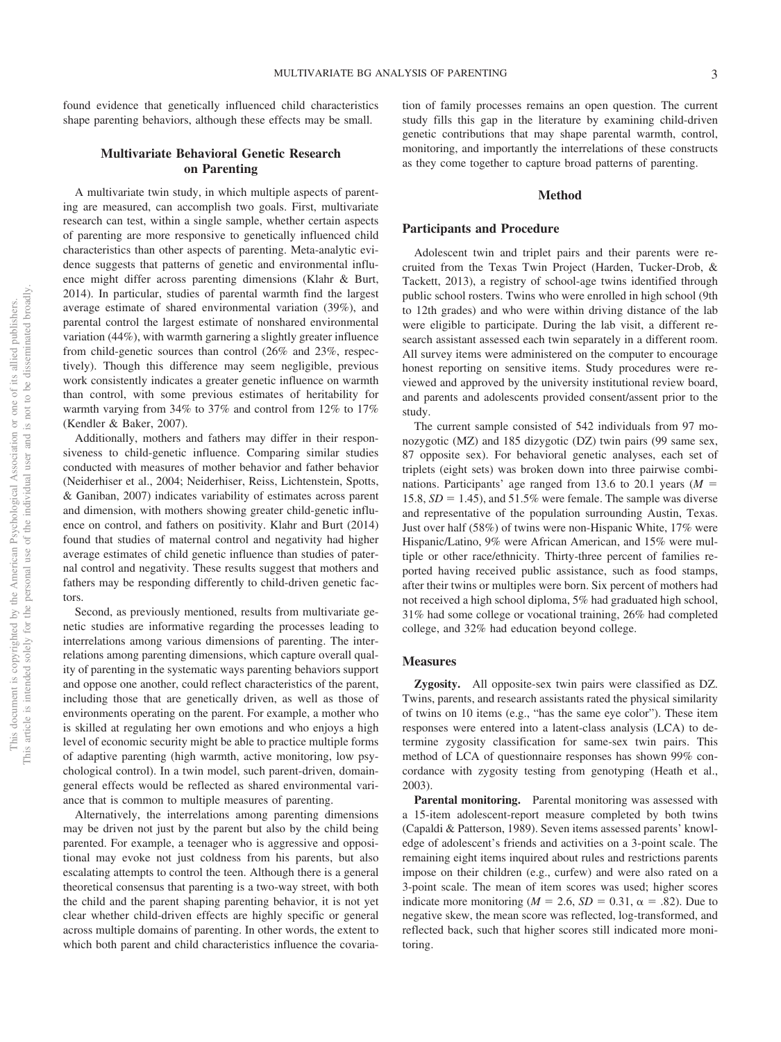found evidence that genetically influenced child characteristics shape parenting behaviors, although these effects may be small.

## Multivariate Behavioral Genetic Research on Parenting

A multivariate twin study, in which multiple aspects of parenting are measured, can accomplish two goals. First, multivariate research can test, within a single sample, whether certain aspects of parenting are more responsive to genetically influenced child characteristics than other aspects of parenting. Meta-analytic evidence suggests that patterns of genetic and environmental influence might differ across parenting dimensions (Klahr & Burt, 2014). In particular, studies of parental warmth find the largest average estimate of shared environmental variation (39%), and parental control the largest estimate of nonshared environmental variation (44%), with warmth garnering a slightly greater influence from child-genetic sources than control (26% and 23%, respectively). Though this difference may seem negligible, previous work consistently indicates a greater genetic influence on warmth than control, with some previous estimates of heritability for warmth varying from 34% to 37% and control from 12% to 17% (Kendler & Baker, 2007).

Additionally, mothers and fathers may differ in their responsiveness to child-genetic influence. Comparing similar studies conducted with measures of mother behavior and father behavior (Neiderhiser et al., 2004; Neiderhiser, Reiss, Lichtenstein, Spotts, & Ganiban, 2007) indicates variability of estimates across parent and dimension, with mothers showing greater child-genetic influence on control, and fathers on positivity. Klahr and Burt (2014) found that studies of maternal control and negativity had higher average estimates of child genetic influence than studies of paternal control and negativity. These results suggest that mothers and fathers may be responding differently to child-driven genetic factors.

Second, as previously mentioned, results from multivariate genetic studies are informative regarding the processes leading to interrelations among various dimensions of parenting. The interrelations among parenting dimensions, which capture overall quality of parenting in the systematic ways parenting behaviors support and oppose one another, could reflect characteristics of the parent, including those that are genetically driven, as well as those of environments operating on the parent. For example, a mother who is skilled at regulating her own emotions and who enjoys a high level of economic security might be able to practice multiple forms of adaptive parenting (high warmth, active monitoring, low psychological control). In a twin model, such parent-driven, domain-general effects would be reflected as shared environmental variance that is common to multiple measures of parenting.

Alternatively, the interrelations among parenting dimensions may be driven not just by the parent but also by the child being parented. For example, a teenager who is aggressive and oppositional may evoke not just coldness from his parents, but also escalating attempts to control the teen. Although there is a general theoretical consensus that parenting is a two-way street, with both the child and the parent shaping parenting behavior, it is not yet clear whether child-driven effects are highly specific or general across multiple domains of parenting. In other words, the extent to which both parent and child characteristics influence the covariation of family processes remains an open question. The current study fills this gap in the literature by examining child-driven genetic contributions that may shape parental warmth, control, monitoring, and importantly the interrelations of these constructs as they come together to capture broad patterns of parenting.

## Method

### Participants and Procedure

Adolescent twin and triplet pairs and their parents were recruited from the Texas Twin Project (Harden, Tucker-Drob, & Tackett, 2013), a registry of school-age twins identified through public school rosters. Twins who were enrolled in high school (9th to 12th grades) and who were within driving distance of the lab were eligible to participate. During the lab visit, a different research assistant assessed each twin separately in a different room. All survey items were administered on the computer to encourage honest reporting on sensitive items. Study procedures were reviewed and approved by the university institutional review board, and parents and adolescents provided consent/assent prior to the study.

The current sample consisted of 542 individuals from 97 monozygotic (MZ) and 185 dizygotic (DZ) twin pairs (99 same sex, 87 opposite sex). For behavioral genetic analyses, each set of triplets (eight sets) was broken down into three pairwise combinations. Participants' age ranged from 13.6 to 20.1 years ($M$ = 15.8, $SD$ = 1.45), and 51.5% were female. The sample was diverse and representative of the population surrounding Austin, Texas. Just over half (58%) of twins were non-Hispanic White, 17% were Hispanic/Latino, 9% were African American, and 15% were multiple or other race/ethnicity. Thirty-three percent of families reported having received public assistance, such as food stamps, after their twins or multiples were born. Six percent of mothers had not received a high school diploma, 5% had graduated high school, 31% had some college or vocational training, 26% had completed college, and 32% had education beyond college.

### Measures

**Zygosity.** All opposite-sex twin pairs were classified as DZ. Twins, parents, and research assistants rated the physical similarity of twins on 10 items (e.g., "has the same eye color"). These item responses were entered into a latent-class analysis (LCA) to determine zygosity classification for same-sex twin pairs. This method of LCA of questionnaire responses has shown 99% concordance with zygosity testing from genotyping (Heath et al., 2003).

**Parental monitoring.** Parental monitoring was assessed with a 15-item adolescent-report measure completed by both twins (Capaldi & Patterson, 1989). Seven items assessed parents' knowledge of adolescent's friends and activities on a 3-point scale. The remaining eight items inquired about rules and restrictions parents impose on their children (e.g., curfew) and were also rated on a 3-point scale. The mean of item scores was used; higher scores indicate more monitoring ($M$ = 2.6, $SD$ = 0.31, $\alpha$ = .82). Due to negative skew, the mean score was reflected, log-transformed, and reflected back, such that higher scores still indicated more monitoring.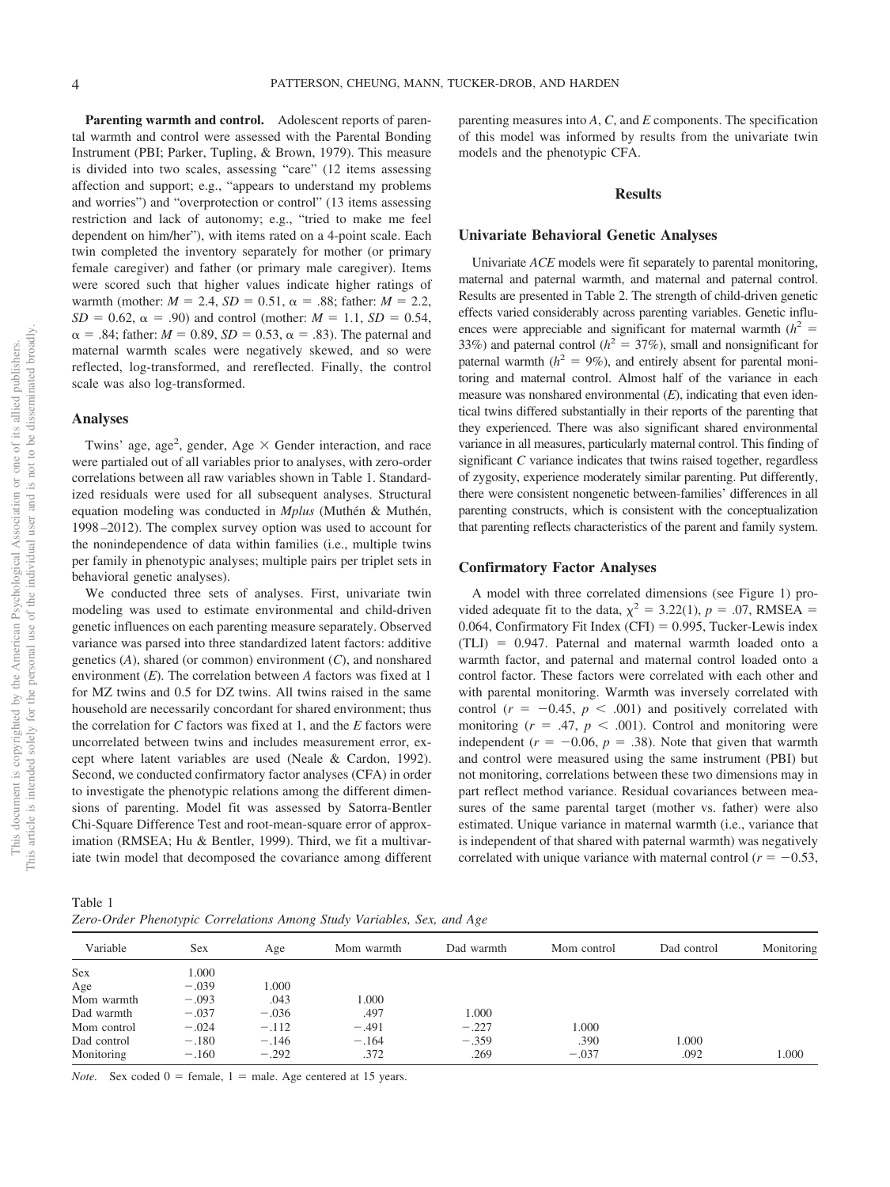**Parenting warmth and control.** Adolescent reports of parental warmth and control were assessed with the Parental Bonding Instrument (PBI; Parker, Tupling, & Brown, 1979). This measure is divided into two scales, assessing "care" (12 items assessing affection and support; e.g., "appears to understand my problems and worries") and "overprotection or control" (13 items assessing restriction and lack of autonomy; e.g., "tried to make me feel dependent on him/her"), with items rated on a 4-point scale. Each twin completed the inventory separately for mother (or primary female caregiver) and father (or primary male caregiver). Items were scored such that higher values indicate higher ratings of warmth (mother: $M = 2.4$, $SD = 0.51$, $\alpha = .88$; father: $M = 2.2$, $SD = 0.62$, $\alpha = .90$) and control (mother: $M = 1.1$, $SD = 0.54$, $\alpha = .84$; father: $M = 0.89$, $SD = 0.53$, $\alpha = .83$). The paternal and maternal warmth scales were negatively skewed, and so were reflected, log-transformed, and rereflected. Finally, the control scale was also log-transformed.

### Analyses

Twins' age, age$^2$, gender, Age × Gender interaction, and race were partialed out of all variables prior to analyses, with zero-order correlations between all raw variables shown in Table 1. Standardized residuals were used for all subsequent analyses. Structural equation modeling was conducted in *Mplus* (Muthén & Muthén, 1998–2012). The complex survey option was used to account for the nonindependence of data within families (i.e., multiple twins per family in phenotypic analyses; multiple pairs per triplet sets in behavioral genetic analyses).

We conducted three sets of analyses. First, univariate twin modeling was used to estimate environmental and child-driven genetic influences on each parenting measure separately. Observed variance was parsed into three standardized latent factors: additive genetics (*A*), shared (or common) environment (*C*), and nonshared environment (*E*). The correlation between *A* factors was fixed at 1 for MZ twins and 0.5 for DZ twins. All twins raised in the same household are necessarily concordant for shared environment; thus the correlation for *C* factors was fixed at 1, and the *E* factors were uncorrelated between twins and includes measurement error, except where latent variables are used (Neale & Cardon, 1992). Second, we conducted confirmatory factor analyses (CFA) in order to investigate the phenotypic relations among the different dimensions of parenting. Model fit was assessed by Satorra-Bentler Chi-Square Difference Test and root-mean-square error of approximation (RMSEA; Hu & Bentler, 1999). Third, we fit a multivariate twin model that decomposed the covariance among different parenting measures into *A*, *C*, and *E* components. The specification of this model was informed by results from the univariate twin models and the phenotypic CFA.

## Results

### Univariate Behavioral Genetic Analyses

Univariate *ACE* models were fit separately to parental monitoring, maternal and paternal warmth, and maternal and paternal control. Results are presented in Table 2. The strength of child-driven genetic effects varied considerably across parenting variables. Genetic influences were appreciable and significant for maternal warmth ($h^2 = 33\%$) and paternal control ($h^2 = 37\%$), small and nonsignificant for paternal warmth ($h^2 = 9\%$), and entirely absent for parental monitoring and maternal control. Almost half of the variance in each measure was nonshared environmental (*E*), indicating that even identical twins differed substantially in their reports of the parenting that they experienced. There was also significant shared environmental variance in all measures, particularly maternal control. This finding of significant *C* variance indicates that twins raised together, regardless of zygosity, experience moderately similar parenting. Put differently, there were consistent nongenetic between-families' differences in all parenting constructs, which is consistent with the conceptualization that parenting reflects characteristics of the parent and family system.

### Confirmatory Factor Analyses

A model with three correlated dimensions (see Figure 1) provided adequate fit to the data, $\chi^2 = 3.22(1)$, $p = .07$, RMSEA = 0.064, Confirmatory Fit Index (CFI) = 0.995, Tucker-Lewis index (TLI) = 0.947. Paternal and maternal warmth loaded onto a warmth factor, and paternal and maternal control loaded onto a control factor. These factors were correlated with each other and with parental monitoring. Warmth was inversely correlated with control ($r = -0.45$, $p < .001$) and positively correlated with monitoring ($r = .47$, $p < .001$). Control and monitoring were independent ($r = -0.06$, $p = .38$). Note that given that warmth and control were measured using the same instrument (PBI) but not monitoring, correlations between these two dimensions may in part reflect method variance. Residual covariances between measures of the same parental target (mother vs. father) were also estimated. Unique variance in maternal warmth (i.e., variance that is independent of that shared with paternal warmth) was negatively correlated with unique variance with maternal control ($r = -0.53$,

Table 1
*Zero-Order Phenotypic Correlations Among Study Variables, Sex, and Age*

| Variable | Sex | Age | Mom warmth | Dad warmth | Mom control | Dad control | Monitoring |
|---|---|---|---|---|---|---|---|
| Sex | 1.000 | | | | | | |
| Age | −.039 | 1.000 | | | | | |
| Mom warmth | −.093 | .043 | 1.000 | | | | |
| Dad warmth | −.037 | −.036 | .497 | 1.000 | | | |
| Mom control | −.024 | −.112 | −.491 | −.227 | 1.000 | | |
| Dad control | −.180 | −.146 | −.164 | −.359 | .390 | 1.000 | |
| Monitoring | −.160 | −.292 | .372 | .269 | −.037 | .092 | 1.000 |

*Note.* Sex coded 0 = female, 1 = male. Age centered at 15 years.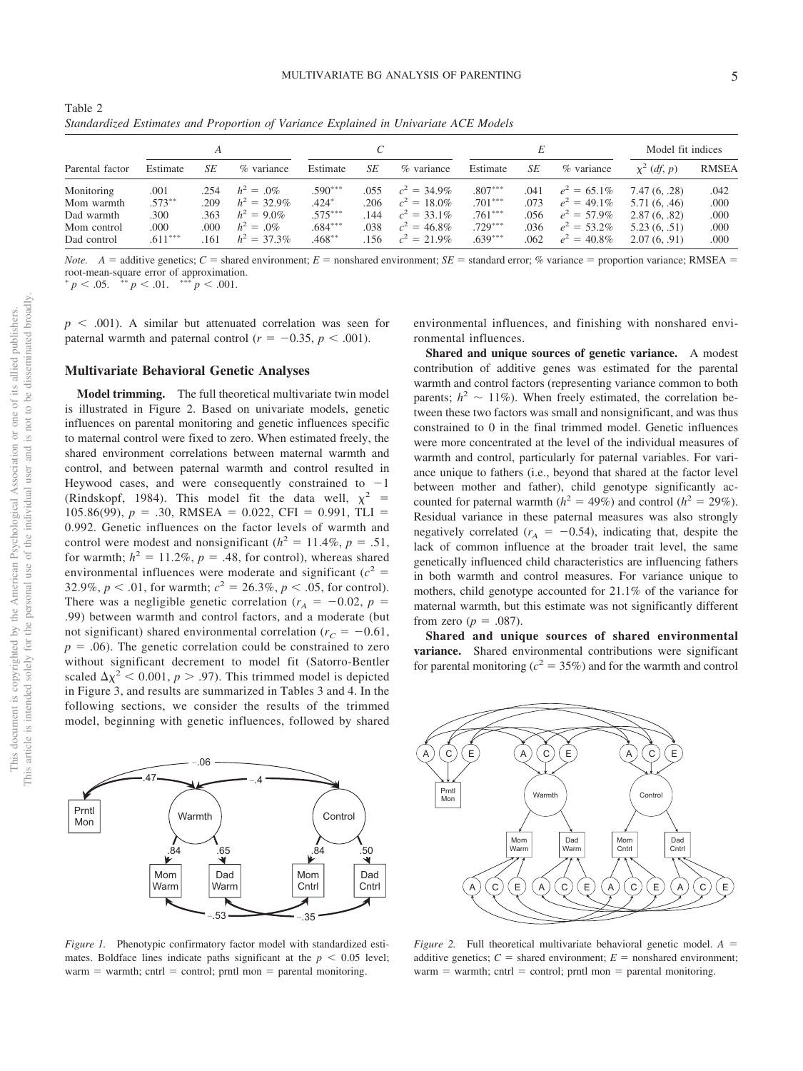Table 2
*Standardized Estimates and Proportion of Variance Explained in Univariate ACE Models*

| Parental factor | *A* | | | *C* | | | *E* | | | Model fit indices | |
|---|---|---|---|---|---|---|---|---|---|---|---|
| | Estimate | *SE* | % variance | Estimate | *SE* | % variance | Estimate | *SE* | % variance | $\chi^2$ (*df*, *p*) | RMSEA |
| Monitoring | .001 | .254 | $h^2 = .0\%$ | .590*** | .055 | $c^2 = 34.9\%$ | .807*** | .041 | $e^2 = 65.1\%$ | 7.47 (6, .28) | .042 |
| Mom warmth | .573** | .209 | $h^2 = 32.9\%$ | .424* | .206 | $c^2 = 18.0\%$ | .701*** | .073 | $e^2 = 49.1\%$ | 5.71 (6, .46) | .000 |
| Dad warmth | .300 | .363 | $h^2 = 9.0\%$ | .575*** | .144 | $c^2 = 33.1\%$ | .761*** | .056 | $e^2 = 57.9\%$ | 2.87 (6, .82) | .000 |
| Mom control | .000 | .000 | $h^2 = .0\%$ | .684*** | .038 | $c^2 = 46.8\%$ | .729*** | .036 | $e^2 = 53.2\%$ | 5.23 (6, .51) | .000 |
| Dad control | .611*** | .161 | $h^2 = 37.3\%$ | .468** | .156 | $c^2 = 21.9\%$ | .639*** | .062 | $e^2 = 40.8\%$ | 2.07 (6, .91) | .000 |

*Note.* $A$ = additive genetics; $C$ = shared environment; $E$ = nonshared environment; *SE* = standard error; % variance = proportion variance; RMSEA = root-mean-square error of approximation.
* $p < .05$. ** $p < .01$. *** $p < .001$.

$p < .001$). A similar but attenuated correlation was seen for paternal warmth and paternal control ($r = -0.35$, $p < .001$).

### Multivariate Behavioral Genetic Analyses

**Model trimming.** The full theoretical multivariate twin model is illustrated in Figure 2. Based on univariate models, genetic influences on parental monitoring and genetic influences specific to maternal control were fixed to zero. When estimated freely, the shared environment correlations between maternal warmth and control, and between paternal warmth and control resulted in Heywood cases, and were consequently constrained to $-1$ (Rindskopf, 1984). This model fit the data well, $\chi^2 = 105.86(99)$, $p = .30$, RMSEA = 0.022, CFI = 0.991, TLI = 0.992. Genetic influences on the factor levels of warmth and control were modest and nonsignificant ($h^2 = 11.4\%$, $p = .51$, for warmth; $h^2 = 11.2\%$, $p = .48$, for control), whereas shared environmental influences were moderate and significant ($c^2 = 32.9\%$, $p < .01$, for warmth; $c^2 = 26.3\%$, $p < .05$, for control). There was a negligible genetic correlation ($r_A = -0.02$, $p = .99$) between warmth and control factors, and a moderate (but not significant) shared environmental correlation ($r_C = -0.61$, $p = .06$). The genetic correlation could be constrained to zero without significant decrement to model fit (Satorro-Bentler scaled $\Delta\chi^2 < 0.001$, $p > .97$). This trimmed model is depicted in Figure 3, and results are summarized in Tables 3 and 4. In the following sections, we consider the results of the trimmed model, beginning with genetic influences, followed by shared environmental influences, and finishing with nonshared environmental influences.

**Shared and unique sources of genetic variance.** A modest contribution of additive genes was estimated for the parental warmth and control factors (representing variance common to both parents; $h^2 \sim 11\%$). When freely estimated, the correlation between these two factors was small and nonsignificant, and was thus constrained to 0 in the final trimmed model. Genetic influences were more concentrated at the level of the individual measures of warmth and control, particularly for paternal variables. For variance unique to fathers (i.e., beyond that shared at the factor level between mother and father), child genotype significantly accounted for paternal warmth ($h^2 = 49\%$) and control ($h^2 = 29\%$). Residual variance in these paternal measures was also strongly negatively correlated ($r_A = -0.54$), indicating that, despite the lack of common influence at the broader trait level, the same genetically influenced child characteristics are influencing fathers in both warmth and control measures. For variance unique to mothers, child genotype accounted for 21.1% of the variance for maternal warmth, but this estimate was not significantly different from zero ($p = .087$).

**Shared and unique sources of shared environmental variance.** Shared environmental contributions were significant for parental monitoring ($c^2 = 35\%$) and for the warmth and control

*Figure 1.* Phenotypic confirmatory factor model with standardized estimates. Boldface lines indicate paths significant at the $p < 0.05$ level; warm = warmth; cntrl = control; prntl mon = parental monitoring.

*Figure 2.* Full theoretical multivariate behavioral genetic model. $A$ = additive genetics; $C$ = shared environment; $E$ = nonshared environment; warm = warmth; cntrl = control; prntl mon = parental monitoring.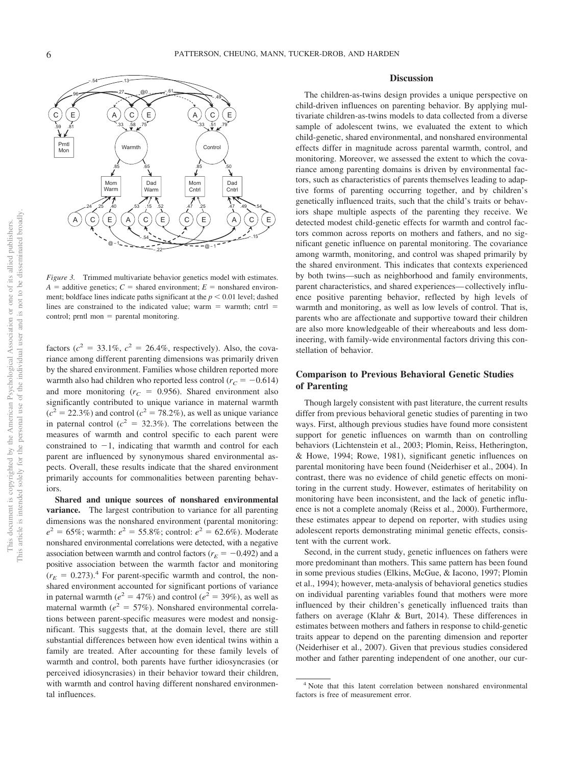*Figure 3.* Trimmed multivariate behavior genetics model with estimates. $A$ = additive genetics; $C$ = shared environment; $E$ = nonshared environment; boldface lines indicate paths significant at the $p < 0.01$ level; dashed lines are constrained to the indicated value; warm = warmth; cntrl = control; prntl mon = parental monitoring.

factors ($c^2 = 33.1\%$, $c^2 = 26.4\%$, respectively). Also, the covariance among different parenting dimensions was primarily driven by the shared environment. Families whose children reported more warmth also had children who reported less control ($r_C = -0.614$) and more monitoring ($r_C = 0.956$). Shared environment also significantly contributed to unique variance in maternal warmth ($c^2 = 22.3\%$) and control ($c^2 = 78.2\%$), as well as unique variance in paternal control ($c^2 = 32.3\%$). The correlations between the measures of warmth and control specific to each parent were constrained to $-1$, indicating that warmth and control for each parent are influenced by synonymous shared environmental aspects. Overall, these results indicate that the shared environment primarily accounts for commonalities between parenting behaviors.

**Shared and unique sources of nonshared environmental variance.** The largest contribution to variance for all parenting dimensions was the nonshared environment (parental monitoring: $e^2 = 65\%$; warmth: $e^2 = 55.8\%$; control: $e^2 = 62.6\%$). Moderate nonshared environmental correlations were detected, with a negative association between warmth and control factors ($r_E = -0.492$) and a positive association between the warmth factor and monitoring ($r_E = 0.273$).[4] For parent-specific warmth and control, the nonshared environment accounted for significant portions of variance in paternal warmth ($e^2 = 47\%$) and control ($e^2 = 39\%$), as well as maternal warmth ($e^2 = 57\%$). Nonshared environmental correlations between parent-specific measures were modest and nonsignificant. This suggests that, at the domain level, there are still substantial differences between how even identical twins within a family are treated. After accounting for these family levels of warmth and control, both parents have further idiosyncrasies (or perceived idiosyncrasies) in their behavior toward their children, with warmth and control having different nonshared environmental influences.

## Discussion

The children-as-twins design provides a unique perspective on child-driven influences on parenting behavior. By applying multivariate children-as-twins models to data collected from a diverse sample of adolescent twins, we evaluated the extent to which child-genetic, shared environmental, and nonshared environmental effects differ in magnitude across parental warmth, control, and monitoring. Moreover, we assessed the extent to which the covariance among parenting domains is driven by environmental factors, such as characteristics of parents themselves leading to adaptive forms of parenting occurring together, and by children's genetically influenced traits, such that the child's traits or behaviors shape multiple aspects of the parenting they receive. We detected modest child-genetic effects for warmth and control factors common across reports on mothers and fathers, and no significant genetic influence on parental monitoring. The covariance among warmth, monitoring, and control was shaped primarily by the shared environment. This indicates that contexts experienced by both twins—such as neighborhood and family environments, parent characteristics, and shared experiences—collectively influence positive parenting behavior, reflected by high levels of warmth and monitoring, as well as low levels of control. That is, parents who are affectionate and supportive toward their children are also more knowledgeable of their whereabouts and less domineering, with family-wide environmental factors driving this constellation of behavior.

### Comparison to Previous Behavioral Genetic Studies of Parenting

Though largely consistent with past literature, the current results differ from previous behavioral genetic studies of parenting in two ways. First, although previous studies have found more consistent support for genetic influences on warmth than on controlling behaviors (Lichtenstein et al., 2003; Plomin, Reiss, Hetherington, & Howe, 1994; Rowe, 1981), significant genetic influences on parental monitoring have been found (Neiderhiser et al., 2004). In contrast, there was no evidence of child genetic effects on monitoring in the current study. However, estimates of heritability on monitoring have been inconsistent, and the lack of genetic influence is not a complete anomaly (Reiss et al., 2000). Furthermore, these estimates appear to depend on reporter, with studies using adolescent reports demonstrating minimal genetic effects, consistent with the current work.

Second, in the current study, genetic influences on fathers were more predominant than mothers. This same pattern has been found in some previous studies (Elkins, McGue, & Iacono, 1997; Plomin et al., 1994); however, meta-analysis of behavioral genetics studies on individual parenting variables found that mothers were more influenced by their children's genetically influenced traits than fathers on average (Klahr & Burt, 2014). These differences in estimates between mothers and fathers in response to child-genetic traits appear to depend on the parenting dimension and reporter (Neiderhiser et al., 2007). Given that previous studies considered mother and father parenting independent of one another, our cur-

[4] Note that this latent correlation between nonshared environmental factors is free of measurement error.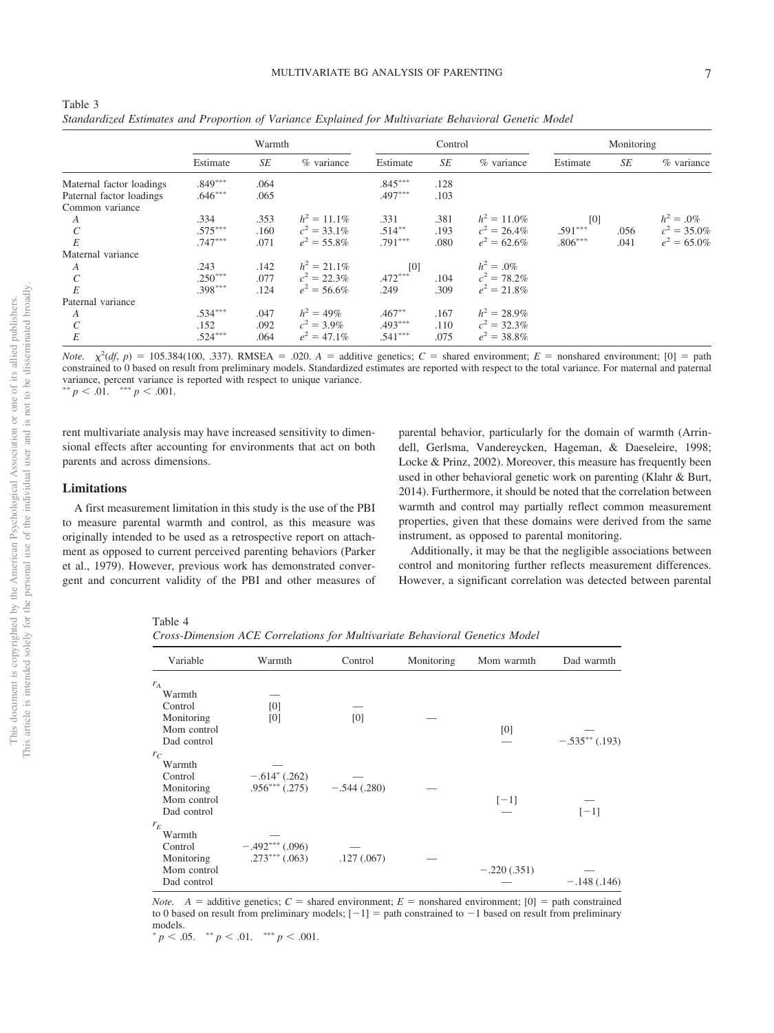Table 3
*Standardized Estimates and Proportion of Variance Explained for Multivariate Behavioral Genetic Model*

| | Warmth | | | Control | | | Monitoring | | |
|---|---|---|---|---|---|---|---|---|---|
| | Estimate | *SE* | % variance | Estimate | *SE* | % variance | Estimate | *SE* | % variance |
| Maternal factor loadings | .849*** | .064 | | .845*** | .128 | | | | |
| Paternal factor loadings | .646*** | .065 | | .497*** | .103 | | | | |
| Common variance | | | | | | | | | |
| *A* | .334 | .353 | $h^2$ = 11.1% | .331 | .381 | $h^2$ = 11.0% | [0] | | $h^2$ = .0% |
| *C* | .575*** | .160 | $c^2$ = 33.1% | .514** | .193 | $c^2$ = 26.4% | .591*** | .056 | $c^2$ = 35.0% |
| *E* | .747*** | .071 | $e^2$ = 55.8% | .791*** | .080 | $e^2$ = 62.6% | .806*** | .041 | $e^2$ = 65.0% |
| Maternal variance | | | | | | | | | |
| *A* | .243 | .142 | $h^2$ = 21.1% | [0] | | $h^2$ = .0% | | | |
| *C* | .250*** | .077 | $c^2$ = 22.3% | .472*** | .104 | $c^2$ = 78.2% | | | |
| *E* | .398*** | .124 | $e^2$ = 56.6% | .249 | .309 | $e^2$ = 21.8% | | | |
| Paternal variance | | | | | | | | | |
| *A* | .534*** | .047 | $h^2$ = 49% | .467** | .167 | $h^2$ = 28.9% | | | |
| *C* | .152 | .092 | $c^2$ = 3.9% | .493*** | .110 | $c^2$ = 32.3% | | | |
| *E* | .524*** | .064 | $e^2$ = 47.1% | .541*** | .075 | $e^2$ = 38.8% | | | |

*Note.* $\chi^2(df, p)$ = 105.384(100, .337). RMSEA = .020. *A* = additive genetics; *C* = shared environment; *E* = nonshared environment; [0] = path constrained to 0 based on result from preliminary models. Standardized estimates are reported with respect to the total variance. For maternal and paternal variance, percent variance is reported with respect to unique variance.
** $p < .01$. *** $p < .001$.

rent multivariate analysis may have increased sensitivity to dimensional effects after accounting for environments that act on both parents and across dimensions.

## Limitations

A first measurement limitation in this study is the use of the PBI to measure parental warmth and control, as this measure was originally intended to be used as a retrospective report on attachment as opposed to current perceived parenting behaviors (Parker et al., 1979). However, previous work has demonstrated convergent and concurrent validity of the PBI and other measures of parental behavior, particularly for the domain of warmth (Arrindell, Gerlsma, Vandereycken, Hageman, & Daeseleire, 1998; Locke & Prinz, 2002). Moreover, this measure has frequently been used in other behavioral genetic work on parenting (Klahr & Burt, 2014). Furthermore, it should be noted that the correlation between warmth and control may partially reflect common measurement properties, given that these domains were derived from the same instrument, as opposed to parental monitoring.

Additionally, it may be that the negligible associations between control and monitoring further reflects measurement differences. However, a significant correlation was detected between parental

Table 4
*Cross-Dimension ACE Correlations for Multivariate Behavioral Genetics Model*

| Variable | Warmth | Control | Monitoring | Mom warmth | Dad warmth |
|---|---|---|---|---|---|
| $r_A$ | | | | | |
| Warmth | — | | | | |
| Control | [0] | — | | | |
| Monitoring | [0] | [0] | — | | |
| Mom control | | | | [0] | — |
| Dad control | | | | — | −.535** (.193) |
| $r_C$ | | | | | |
| Warmth | — | | | | |
| Control | −.614* (.262) | — | | | |
| Monitoring | .956*** (.275) | −.544 (.280) | — | | |
| Mom control | | | | [−1] | — |
| Dad control | | | | — | [−1] |
| $r_E$ | | | | | |
| Warmth | — | | | | |
| Control | −.492*** (.096) | — | | | |
| Monitoring | .273*** (.063) | .127 (.067) | — | | |
| Mom control | | | | −.220 (.351) | — |
| Dad control | | | | — | −.148 (.146) |

*Note.* *A* = additive genetics; *C* = shared environment; *E* = nonshared environment; [0] = path constrained to 0 based on result from preliminary models; [−1] = path constrained to −1 based on result from preliminary models.
* $p < .05$. ** $p < .01$. *** $p < .001$.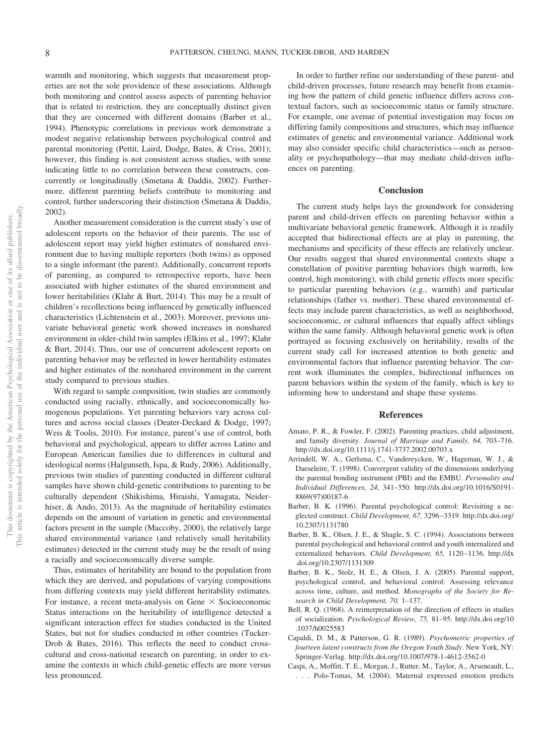warmth and monitoring, which suggests that measurement properties are not the sole providence of these associations. Although both monitoring and control assess aspects of parenting behavior that is related to restriction, they are conceptually distinct given that they are concerned with different domains (Barber et al., 1994). Phenotypic correlations in previous work demonstrate a modest negative relationship between psychological control and parental monitoring (Pettit, Laird, Dodge, Bates, & Criss, 2001); however, this finding is not consistent across studies, with some indicating little to no correlation between these constructs, concurrently or longitudinally (Smetana & Daddis, 2002). Furthermore, different parenting beliefs contribute to monitoring and control, further underscoring their distinction (Smetana & Daddis, 2002).

Another measurement consideration is the current study's use of adolescent reports on the behavior of their parents. The use of adolescent report may yield higher estimates of nonshared environment due to having multiple reporters (both twins) as opposed to a single informant (the parent). Additionally, concurrent reports of parenting, as compared to retrospective reports, have been associated with higher estimates of the shared environment and lower heritabilities (Klahr & Burt, 2014). This may be a result of children's recollections being influenced by genetically influenced characteristics (Lichtenstein et al., 2003). Moreover, previous univariate behavioral genetic work showed increases in nonshared environment in older-child twin samples (Elkins et al., 1997; Klahr & Burt, 2014). Thus, our use of concurrent adolescent reports on parenting behavior may be reflected in lower heritability estimates and higher estimates of the nonshared environment in the current study compared to previous studies.

With regard to sample composition, twin studies are commonly conducted using racially, ethnically, and socioeconomically homogenous populations. Yet parenting behaviors vary across cultures and across social classes (Deater-Deckard & Dodge, 1997; Weis & Toolis, 2010). For instance, parent's use of control, both behavioral and psychological, appears to differ across Latino and European American families due to differences in cultural and ideological norms (Halgunseth, Ispa, & Rudy, 2006). Additionally, previous twin studies of parenting conducted in different cultural samples have shown child-genetic contributions to parenting to be culturally dependent (Shikishima, Hiraishi, Yamagata, Neiderhiser, & Ando, 2013). As the magnitude of heritability estimates depends on the amount of variation in genetic and environmental factors present in the sample (Maccoby, 2000), the relatively large shared environmental variance (and relatively small heritability estimates) detected in the current study may be the result of using a racially and socioeconomically diverse sample.

Thus, estimates of heritability are bound to the population from which they are derived, and populations of varying compositions from differing contexts may yield different heritability estimates. For instance, a recent meta-analysis on Gene × Socioeconomic Status interactions on the heritability of intelligence detected a significant interaction effect for studies conducted in the United States, but not for studies conducted in other countries (Tucker-Drob & Bates, 2016). This reflects the need to conduct cross-cultural and cross-national research on parenting, in order to examine the contexts in which child-genetic effects are more versus less pronounced.

In order to further refine our understanding of these parent- and child-driven processes, future research may benefit from examining how the pattern of child genetic influence differs across contextual factors, such as socioeconomic status or family structure. For example, one avenue of potential investigation may focus on differing family compositions and structures, which may influence estimates of genetic and environmental variance. Additional work may also consider specific child characteristics—such as personality or psychopathology—that may mediate child-driven influences on parenting.

## Conclusion

The current study helps lays the groundwork for considering parent and child-driven effects on parenting behavior within a multivariate behavioral genetic framework. Although it is readily accepted that bidirectional effects are at play in parenting, the mechanisms and specificity of these effects are relatively unclear. Our results suggest that shared environmental contexts shape a constellation of positive parenting behaviors (high warmth, low control, high monitoring), with child genetic effects more specific to particular parenting behaviors (e.g., warmth) and particular relationships (father vs. mother). These shared environmental effects may include parent characteristics, as well as neighborhood, socioeconomic, or cultural influences that equally affect siblings within the same family. Although behavioral genetic work is often portrayed as focusing exclusively on heritability, results of the current study call for increased attention to both genetic and environmental factors that influence parenting behavior. The current work illuminates the complex, bidirectional influences on parent behaviors within the system of the family, which is key to informing how to understand and shape these systems.

## References

Amato, P. R., & Fowler, F. (2002). Parenting practices, child adjustment, and family diversity. *Journal of Marriage and Family, 64,* 703–716. http://dx.doi.org/10.1111/j.1741-3737.2002.00703.x

Arrindell, W. A., Gerlsma, C., Vandereycken, W., Hageman, W. J., & Daeseleire, T. (1998). Convergent validity of the dimensions underlying the parental bonding instrument (PBI) and the EMBU. *Personality and Individual Differences, 24,* 341–350. http://dx.doi.org/10.1016/S0191-8869(97)00187-6

Barber, B. K. (1996). Parental psychological control: Revisiting a neglected construct. *Child Development, 67,* 3296–3319. http://dx.doi.org/10.2307/1131780

Barber, B. K., Olsen, J. E., & Shagle, S. C. (1994). Associations between parental psychological and behavioral control and youth internalized and externalized behaviors. *Child Development, 65,* 1120–1136. http://dx.doi.org/10.2307/1131309

Barber, B. K., Stolz, H. E., & Olsen, J. A. (2005). Parental support, psychological control, and behavioral control: Assessing relevance across time, culture, and method. *Monographs of the Society for Research in Child Development, 70,* 1–137.

Bell, R. Q. (1968). A reinterpretation of the direction of effects in studies of socialization. *Psychological Review, 75,* 81–95. http://dx.doi.org/10.1037/h0025583

Capaldi, D. M., & Patterson, G. R. (1989). *Psychometric properties of fourteen latent constructs from the Oregon Youth Study*. New York, NY: Springer-Verlag. http://dx.doi.org/10.1007/978-1-4612-3562-0

Caspi, A., Moffitt, T. E., Morgan, J., Rutter, M., Taylor, A., Arseneault, L., . . . Polo-Tomas, M. (2004). Maternal expressed emotion predicts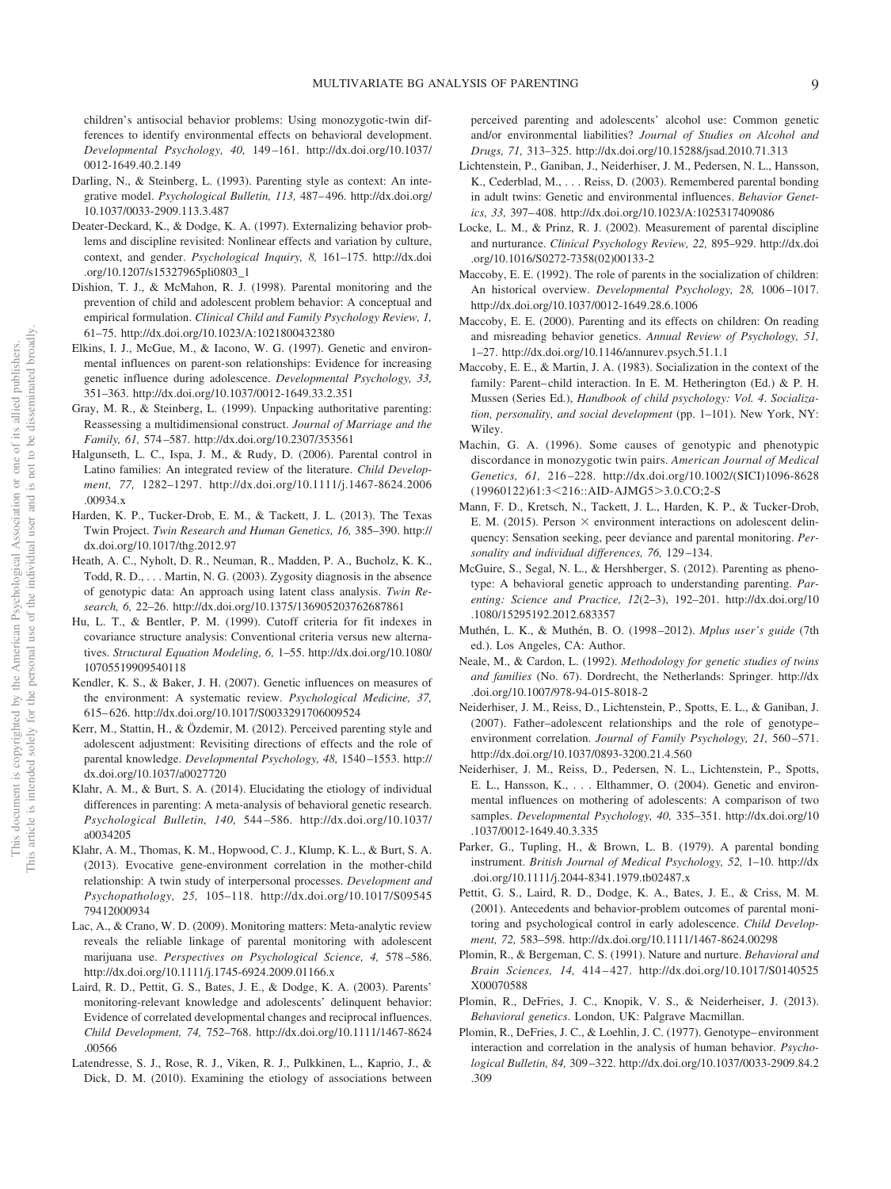children's antisocial behavior problems: Using monozygotic-twin differences to identify environmental effects on behavioral development. *Developmental Psychology, 40,* 149–161. http://dx.doi.org/10.1037/0012-1649.40.2.149

Darling, N., & Steinberg, L. (1993). Parenting style as context: An integrative model. *Psychological Bulletin, 113,* 487–496. http://dx.doi.org/10.1037/0033-2909.113.3.487

Deater-Deckard, K., & Dodge, K. A. (1997). Externalizing behavior problems and discipline revisited: Nonlinear effects and variation by culture, context, and gender. *Psychological Inquiry, 8,* 161–175. http://dx.doi.org/10.1207/s15327965pli0803_1

Dishion, T. J., & McMahon, R. J. (1998). Parental monitoring and the prevention of child and adolescent problem behavior: A conceptual and empirical formulation. *Clinical Child and Family Psychology Review, 1,* 61–75. http://dx.doi.org/10.1023/A:1021800432380

Elkins, I. J., McGue, M., & Iacono, W. G. (1997). Genetic and environmental influences on parent-son relationships: Evidence for increasing genetic influence during adolescence. *Developmental Psychology, 33,* 351–363. http://dx.doi.org/10.1037/0012-1649.33.2.351

Gray, M. R., & Steinberg, L. (1999). Unpacking authoritative parenting: Reassessing a multidimensional construct. *Journal of Marriage and the Family, 61,* 574–587. http://dx.doi.org/10.2307/353561

Halgunseth, L. C., Ispa, J. M., & Rudy, D. (2006). Parental control in Latino families: An integrated review of the literature. *Child Development, 77,* 1282–1297. http://dx.doi.org/10.1111/j.1467-8624.2006.00934.x

Harden, K. P., Tucker-Drob, E. M., & Tackett, J. L. (2013). The Texas Twin Project. *Twin Research and Human Genetics, 16,* 385–390. http://dx.doi.org/10.1017/thg.2012.97

Heath, A. C., Nyholt, D. R., Neuman, R., Madden, P. A., Bucholz, K. K., Todd, R. D., . . . Martin, N. G. (2003). Zygosity diagnosis in the absence of genotypic data: An approach using latent class analysis. *Twin Research, 6,* 22–26. http://dx.doi.org/10.1375/136905203762687861

Hu, L. T., & Bentler, P. M. (1999). Cutoff criteria for fit indexes in covariance structure analysis: Conventional criteria versus new alternatives. *Structural Equation Modeling, 6,* 1–55. http://dx.doi.org/10.1080/10705519909540118

Kendler, K. S., & Baker, J. H. (2007). Genetic influences on measures of the environment: A systematic review. *Psychological Medicine, 37,* 615–626. http://dx.doi.org/10.1017/S0033291706009524

Kerr, M., Stattin, H., & Özdemir, M. (2012). Perceived parenting style and adolescent adjustment: Revisiting directions of effects and the role of parental knowledge. *Developmental Psychology, 48,* 1540–1553. http://dx.doi.org/10.1037/a0027720

Klahr, A. M., & Burt, S. A. (2014). Elucidating the etiology of individual differences in parenting: A meta-analysis of behavioral genetic research. *Psychological Bulletin, 140,* 544–586. http://dx.doi.org/10.1037/a0034205

Klahr, A. M., Thomas, K. M., Hopwood, C. J., Klump, K. L., & Burt, S. A. (2013). Evocative gene-environment correlation in the mother-child relationship: A twin study of interpersonal processes. *Development and Psychopathology, 25,* 105–118. http://dx.doi.org/10.1017/S0954579412000934

Lac, A., & Crano, W. D. (2009). Monitoring matters: Meta-analytic review reveals the reliable linkage of parental monitoring with adolescent marijuana use. *Perspectives on Psychological Science, 4,* 578–586. http://dx.doi.org/10.1111/j.1745-6924.2009.01166.x

Laird, R. D., Pettit, G. S., Bates, J. E., & Dodge, K. A. (2003). Parents' monitoring-relevant knowledge and adolescents' delinquent behavior: Evidence of correlated developmental changes and reciprocal influences. *Child Development, 74,* 752–768. http://dx.doi.org/10.1111/1467-8624.00566

Latendresse, S. J., Rose, R. J., Viken, R. J., Pulkkinen, L., Kaprio, J., & Dick, D. M. (2010). Examining the etiology of associations between perceived parenting and adolescents' alcohol use: Common genetic and/or environmental liabilities? *Journal of Studies on Alcohol and Drugs, 71,* 313–325. http://dx.doi.org/10.15288/jsad.2010.71.313

Lichtenstein, P., Ganiban, J., Neiderhiser, J. M., Pedersen, N. L., Hansson, K., Cederblad, M., . . . Reiss, D. (2003). Remembered parental bonding in adult twins: Genetic and environmental influences. *Behavior Genetics, 33,* 397–408. http://dx.doi.org/10.1023/A:1025317409086

Locke, L. M., & Prinz, R. J. (2002). Measurement of parental discipline and nurturance. *Clinical Psychology Review, 22,* 895–929. http://dx.doi.org/10.1016/S0272-7358(02)00133-2

Maccoby, E. E. (1992). The role of parents in the socialization of children: An historical overview. *Developmental Psychology, 28,* 1006–1017. http://dx.doi.org/10.1037/0012-1649.28.6.1006

Maccoby, E. E. (2000). Parenting and its effects on children: On reading and misreading behavior genetics. *Annual Review of Psychology, 51,* 1–27. http://dx.doi.org/10.1146/annurev.psych.51.1.1

Maccoby, E. E., & Martin, J. A. (1983). Socialization in the context of the family: Parent–child interaction. In E. M. Hetherington (Ed.) & P. H. Mussen (Series Ed.), *Handbook of child psychology: Vol. 4. Socialization, personality, and social development* (pp. 1–101). New York, NY: Wiley.

Machin, G. A. (1996). Some causes of genotypic and phenotypic discordance in monozygotic twin pairs. *American Journal of Medical Genetics, 61,* 216–228. http://dx.doi.org/10.1002/(SICI)1096-8628(19960122)61:3<216::AID-AJMG5>3.0.CO;2-S

Mann, F. D., Kretsch, N., Tackett, J. L., Harden, K. P., & Tucker-Drob, E. M. (2015). Person × environment interactions on adolescent delinquency: Sensation seeking, peer deviance and parental monitoring. *Personality and individual differences, 76,* 129–134.

McGuire, S., Segal, N. L., & Hershberger, S. (2012). Parenting as phenotype: A behavioral genetic approach to understanding parenting. *Parenting: Science and Practice, 12*(2–3), 192–201. http://dx.doi.org/10.1080/15295192.2012.683357

Muthén, L. K., & Muthén, B. O. (1998–2012). *Mplus user's guide* (7th ed.). Los Angeles, CA: Author.

Neale, M., & Cardon, L. (1992). *Methodology for genetic studies of twins and families* (No. 67). Dordrecht, the Netherlands: Springer. http://dx.doi.org/10.1007/978-94-015-8018-2

Neiderhiser, J. M., Reiss, D., Lichtenstein, P., Spotts, E. L., & Ganiban, J. (2007). Father–adolescent relationships and the role of genotype–environment correlation. *Journal of Family Psychology, 21,* 560–571. http://dx.doi.org/10.1037/0893-3200.21.4.560

Neiderhiser, J. M., Reiss, D., Pedersen, N. L., Lichtenstein, P., Spotts, E. L., Hansson, K., . . . Elthammer, O. (2004). Genetic and environmental influences on mothering of adolescents: A comparison of two samples. *Developmental Psychology, 40,* 335–351. http://dx.doi.org/10.1037/0012-1649.40.3.335

Parker, G., Tupling, H., & Brown, L. B. (1979). A parental bonding instrument. *British Journal of Medical Psychology, 52,* 1–10. http://dx.doi.org/10.1111/j.2044-8341.1979.tb02487.x

Pettit, G. S., Laird, R. D., Dodge, K. A., Bates, J. E., & Criss, M. M. (2001). Antecedents and behavior-problem outcomes of parental monitoring and psychological control in early adolescence. *Child Development, 72,* 583–598. http://dx.doi.org/10.1111/1467-8624.00298

Plomin, R., & Bergeman, C. S. (1991). Nature and nurture. *Behavioral and Brain Sciences, 14,* 414–427. http://dx.doi.org/10.1017/S0140525X00070588

Plomin, R., DeFries, J. C., Knopik, V. S., & Neiderheiser, J. (2013). *Behavioral genetics*. London, UK: Palgrave Macmillan.

Plomin, R., DeFries, J. C., & Loehlin, J. C. (1977). Genotype–environment interaction and correlation in the analysis of human behavior. *Psychological Bulletin, 84,* 309–322. http://dx.doi.org/10.1037/0033-2909.84.2.309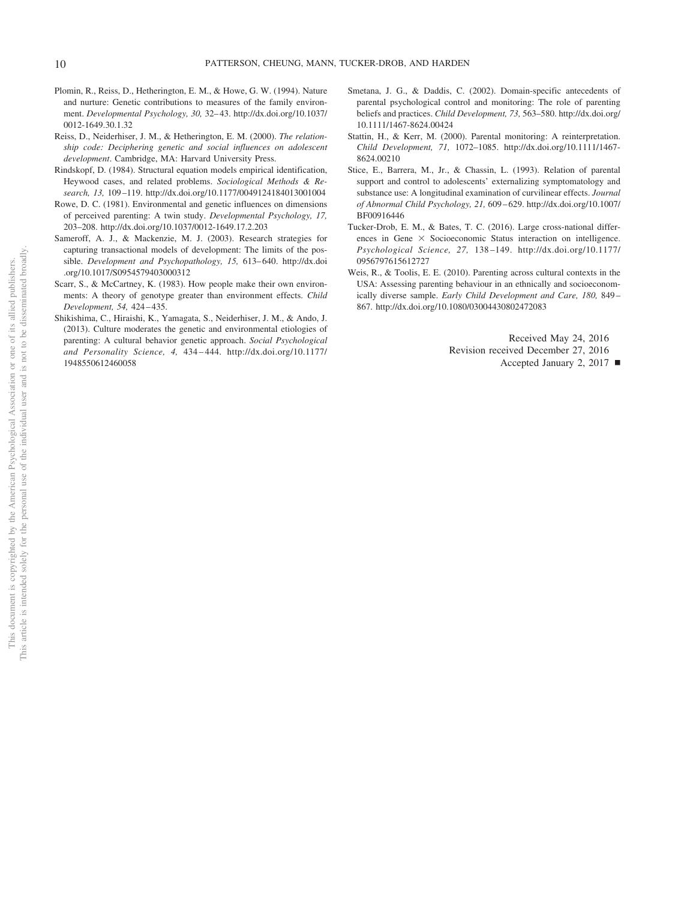Plomin, R., Reiss, D., Hetherington, E. M., & Howe, G. W. (1994). Nature and nurture: Genetic contributions to measures of the family environment. *Developmental Psychology, 30,* 32–43. http://dx.doi.org/10.1037/0012-1649.30.1.32

Reiss, D., Neiderhiser, J. M., & Hetherington, E. M. (2000). *The relationship code: Deciphering genetic and social influences on adolescent development*. Cambridge, MA: Harvard University Press.

Rindskopf, D. (1984). Structural equation models empirical identification, Heywood cases, and related problems. *Sociological Methods & Research, 13,* 109–119. http://dx.doi.org/10.1177/0049124184013001004

Rowe, D. C. (1981). Environmental and genetic influences on dimensions of perceived parenting: A twin study. *Developmental Psychology, 17,* 203–208. http://dx.doi.org/10.1037/0012-1649.17.2.203

Sameroff, A. J., & Mackenzie, M. J. (2003). Research strategies for capturing transactional models of development: The limits of the possible. *Development and Psychopathology, 15,* 613–640. http://dx.doi.org/10.1017/S0954579403000312

Scarr, S., & McCartney, K. (1983). How people make their own environments: A theory of genotype greater than environment effects. *Child Development, 54,* 424–435.

Shikishima, C., Hiraishi, K., Yamagata, S., Neiderhiser, J. M., & Ando, J. (2013). Culture moderates the genetic and environmental etiologies of parenting: A cultural behavior genetic approach. *Social Psychological and Personality Science, 4,* 434–444. http://dx.doi.org/10.1177/1948550612460058

Smetana, J. G., & Daddis, C. (2002). Domain-specific antecedents of parental psychological control and monitoring: The role of parenting beliefs and practices. *Child Development, 73,* 563–580. http://dx.doi.org/10.1111/1467-8624.00424

Stattin, H., & Kerr, M. (2000). Parental monitoring: A reinterpretation. *Child Development, 71,* 1072–1085. http://dx.doi.org/10.1111/1467-8624.00210

Stice, E., Barrera, M., Jr., & Chassin, L. (1993). Relation of parental support and control to adolescents' externalizing symptomatology and substance use: A longitudinal examination of curvilinear effects. *Journal of Abnormal Child Psychology, 21,* 609–629. http://dx.doi.org/10.1007/BF00916446

Tucker-Drob, E. M., & Bates, T. C. (2016). Large cross-national differences in Gene × Socioeconomic Status interaction on intelligence. *Psychological Science, 27,* 138–149. http://dx.doi.org/10.1177/0956797615612727

Weis, R., & Toolis, E. E. (2010). Parenting across cultural contexts in the USA: Assessing parenting behaviour in an ethnically and socioeconomically diverse sample. *Early Child Development and Care, 180,* 849–867. http://dx.doi.org/10.1080/03004430802472083

Received May 24, 2016
Revision received December 27, 2016
Accepted January 2, 2017 ■